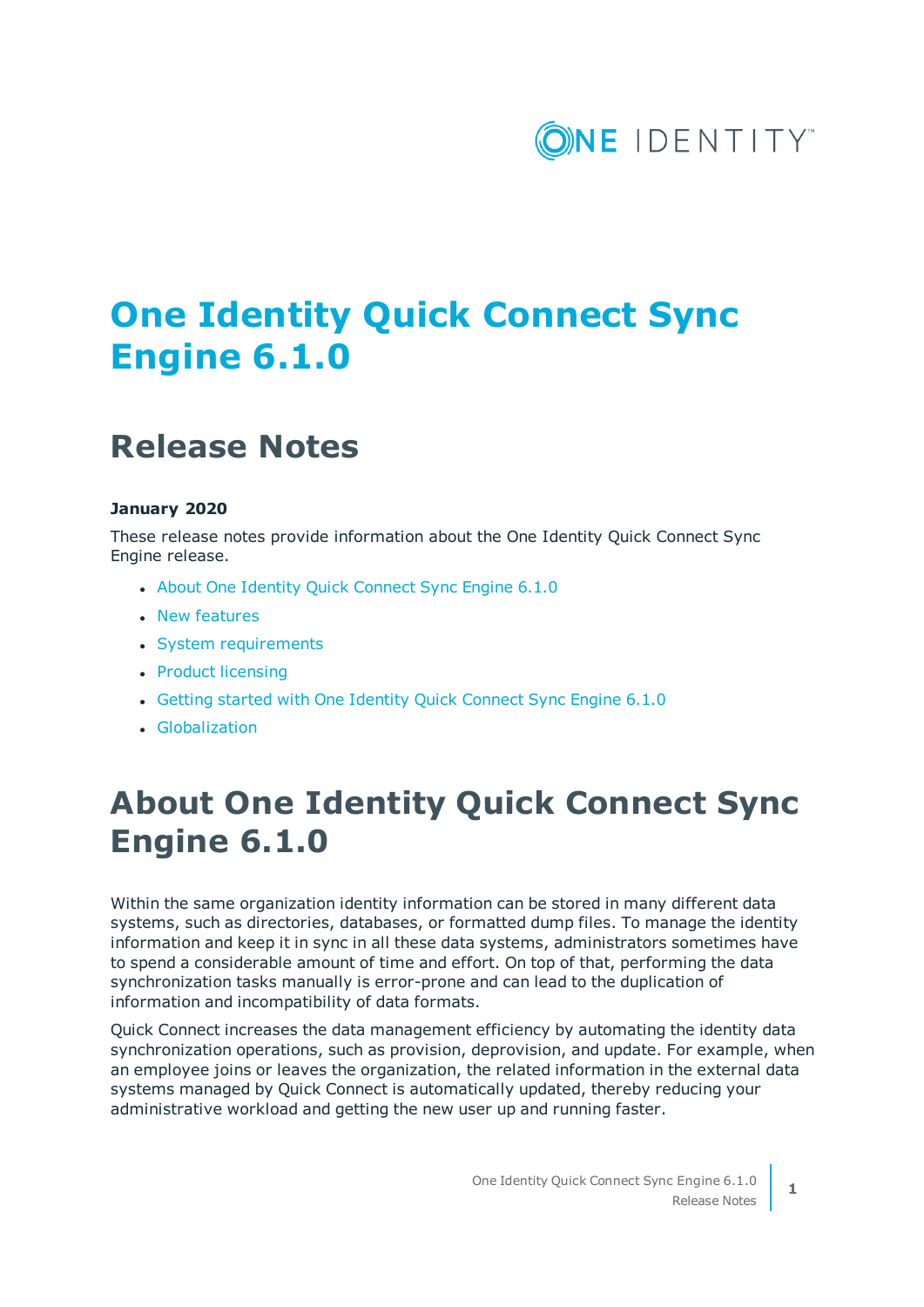# One Identity Quick Connect Sync Engine 6.1.0

## Release Notes

**January 2020**

These release notes provide information about the One Identity Quick Connect Sync Engine release.

- About One Identity Quick Connect Sync Engine 6.1.0
- New features
- System requirements
- Product licensing
- Getting started with One Identity Quick Connect Sync Engine 6.1.0
- Globalization

# About One Identity Quick Connect Sync Engine 6.1.0

Within the same organization identity information can be stored in many different data systems, such as directories, databases, or formatted dump files. To manage the identity information and keep it in sync in all these data systems, administrators sometimes have to spend a considerable amount of time and effort. On top of that, performing the data synchronization tasks manually is error-prone and can lead to the duplication of information and incompatibility of data formats.

Quick Connect increases the data management efficiency by automating the identity data synchronization operations, such as provision, deprovision, and update. For example, when an employee joins or leaves the organization, the related information in the external data systems managed by Quick Connect is automatically updated, thereby reducing your administrative workload and getting the new user up and running faster.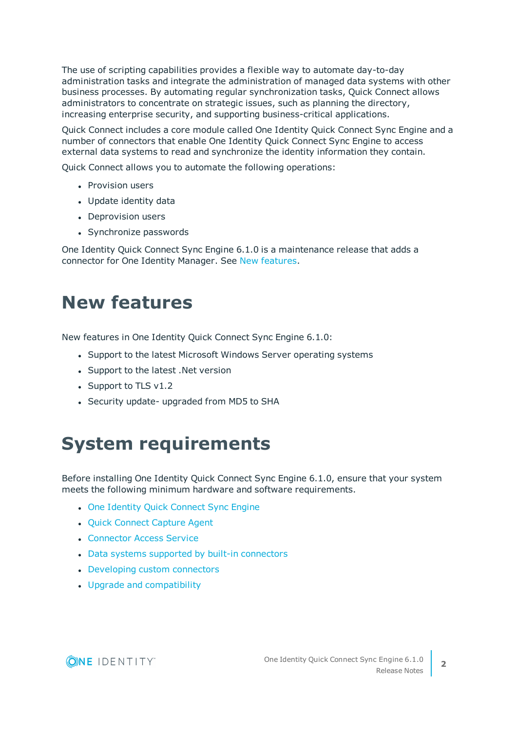The use of scripting capabilities provides a flexible way to automate day-to-day administration tasks and integrate the administration of managed data systems with other business processes. By automating regular synchronization tasks, Quick Connect allows administrators to concentrate on strategic issues, such as planning the directory, increasing enterprise security, and supporting business-critical applications.

Quick Connect includes a core module called One Identity Quick Connect Sync Engine and a number of connectors that enable One Identity Quick Connect Sync Engine to access external data systems to read and synchronize the identity information they contain.

Quick Connect allows you to automate the following operations:

- Provision users
- Update identity data
- Deprovision users
- Synchronize passwords

One Identity Quick Connect Sync Engine 6.1.0 is a maintenance release that adds a connector for One Identity Manager. See New features.

# New features

New features in One Identity Quick Connect Sync Engine 6.1.0:

- Support to the latest Microsoft Windows Server operating systems
- Support to the latest .Net version
- Support to TLS v1.2
- Security update- upgraded from MD5 to SHA

# System requirements

Before installing One Identity Quick Connect Sync Engine 6.1.0, ensure that your system meets the following minimum hardware and software requirements.

- One Identity Quick Connect Sync Engine
- Quick Connect Capture Agent
- Connector Access Service
- Data systems supported by built-in connectors
- Developing custom connectors
- Upgrade and compatibility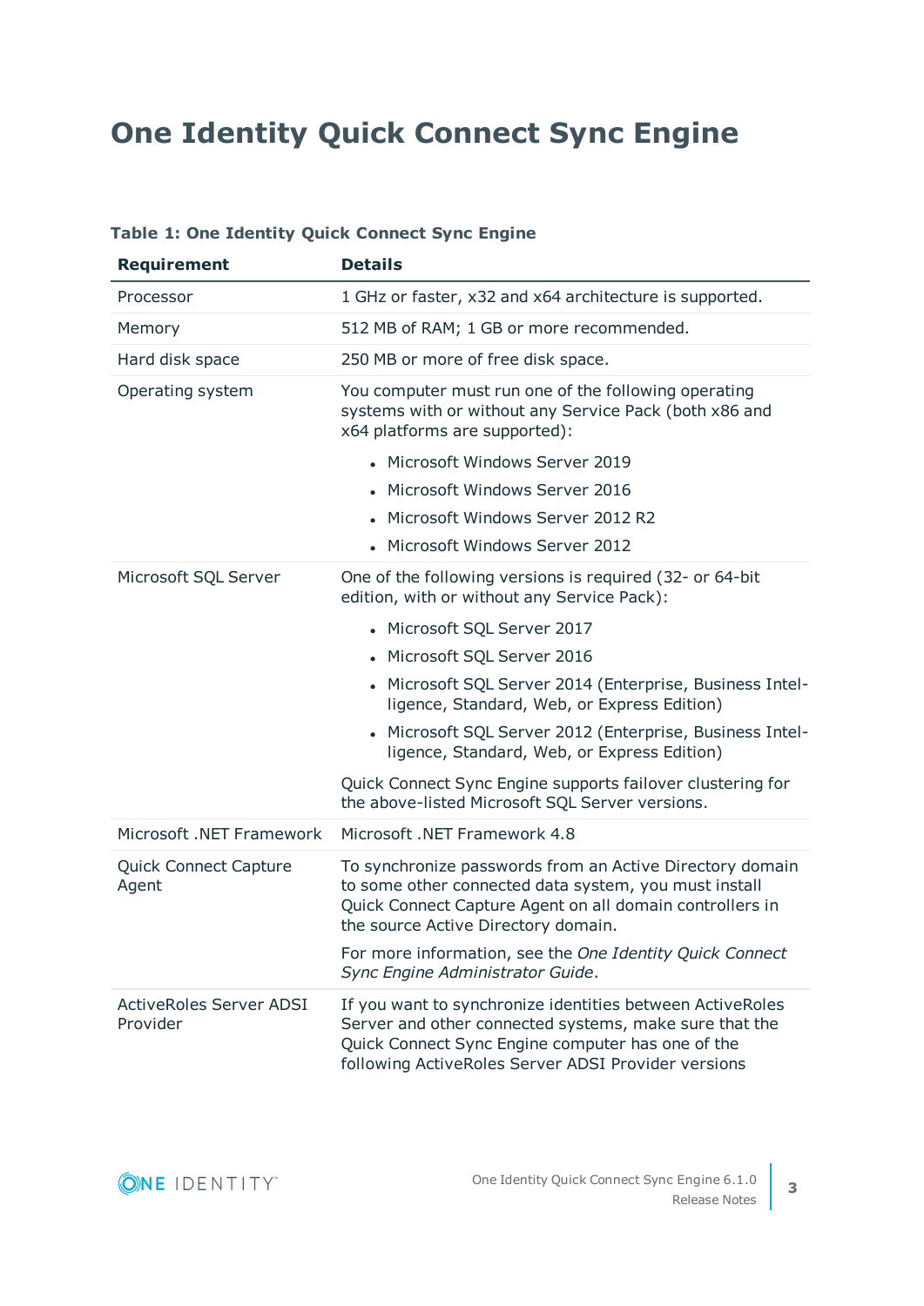# One Identity Quick Connect Sync Engine

**Table 1: One Identity Quick Connect Sync Engine**

| Requirement | Details |
|---|---|
| Processor | 1 GHz or faster, x32 and x64 architecture is supported. |
| Memory | 512 MB of RAM; 1 GB or more recommended. |
| Hard disk space | 250 MB or more of free disk space. |
| Operating system | You computer must run one of the following operating systems with or without any Service Pack (both x86 and x64 platforms are supported):<br>• Microsoft Windows Server 2019<br>• Microsoft Windows Server 2016<br>• Microsoft Windows Server 2012 R2<br>• Microsoft Windows Server 2012 |
| Microsoft SQL Server | One of the following versions is required (32- or 64-bit edition, with or without any Service Pack):<br>• Microsoft SQL Server 2017<br>• Microsoft SQL Server 2016<br>• Microsoft SQL Server 2014 (Enterprise, Business Intelligence, Standard, Web, or Express Edition)<br>• Microsoft SQL Server 2012 (Enterprise, Business Intelligence, Standard, Web, or Express Edition)<br>Quick Connect Sync Engine supports failover clustering for the above-listed Microsoft SQL Server versions. |
| Microsoft .NET Framework | Microsoft .NET Framework 4.8 |
| Quick Connect Capture Agent | To synchronize passwords from an Active Directory domain to some other connected data system, you must install Quick Connect Capture Agent on all domain controllers in the source Active Directory domain.<br>For more information, see the *One Identity Quick Connect Sync Engine Administrator Guide*. |
| ActiveRoles Server ADSI Provider | If you want to synchronize identities between ActiveRoles Server and other connected systems, make sure that the Quick Connect Sync Engine computer has one of the following ActiveRoles Server ADSI Provider versions |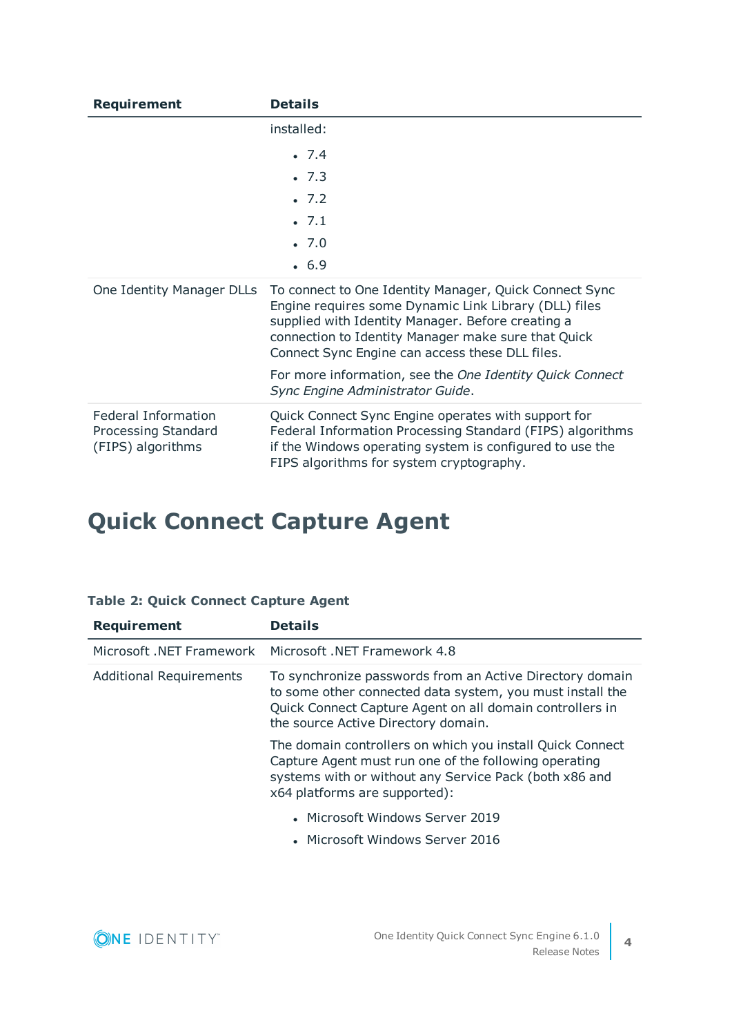| Requirement | Details |
|---|---|
| | installed:<br>• 7.4<br>• 7.3<br>• 7.2<br>• 7.1<br>• 7.0<br>• 6.9 |
| One Identity Manager DLLs | To connect to One Identity Manager, Quick Connect Sync Engine requires some Dynamic Link Library (DLL) files supplied with Identity Manager. Before creating a connection to Identity Manager make sure that Quick Connect Sync Engine can access these DLL files.<br><br>For more information, see the *One Identity Quick Connect Sync Engine Administrator Guide*. |
| Federal Information Processing Standard (FIPS) algorithms | Quick Connect Sync Engine operates with support for Federal Information Processing Standard (FIPS) algorithms if the Windows operating system is configured to use the FIPS algorithms for system cryptography. |

# Quick Connect Capture Agent

**Table 2: Quick Connect Capture Agent**

| Requirement | Details |
|---|---|
| Microsoft .NET Framework | Microsoft .NET Framework 4.8 |
| Additional Requirements | To synchronize passwords from an Active Directory domain to some other connected data system, you must install the Quick Connect Capture Agent on all domain controllers in the source Active Directory domain.<br><br>The domain controllers on which you install Quick Connect Capture Agent must run one of the following operating systems with or without any Service Pack (both x86 and x64 platforms are supported):<br>• Microsoft Windows Server 2019<br>• Microsoft Windows Server 2016 |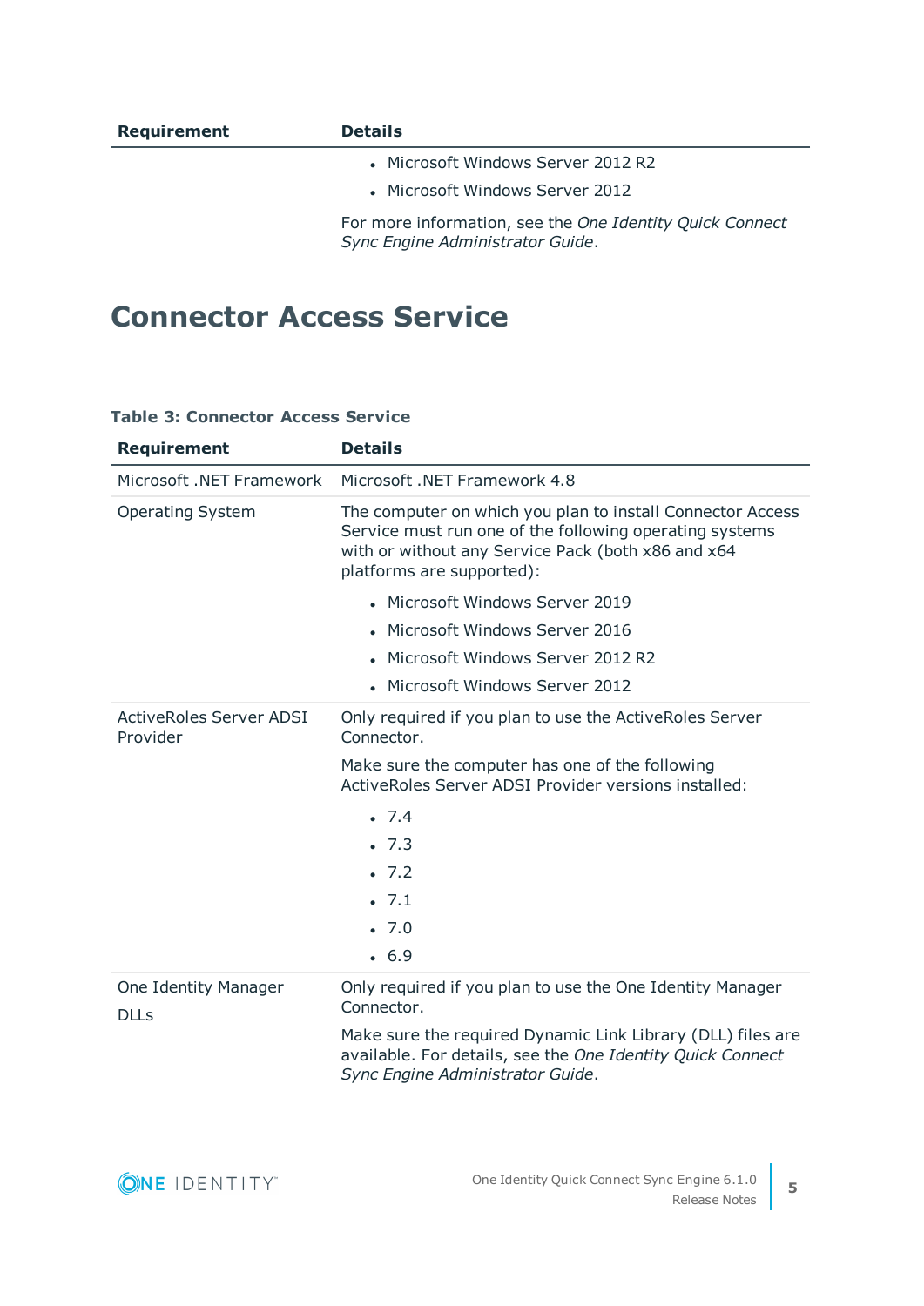| Requirement | Details |
| --- | --- |
| | • Microsoft Windows Server 2012 R2<br>• Microsoft Windows Server 2012<br><br>For more information, see the *One Identity Quick Connect Sync Engine Administrator Guide*. |

# Connector Access Service

**Table 3: Connector Access Service**

| Requirement | Details |
| --- | --- |
| Microsoft .NET Framework | Microsoft .NET Framework 4.8 |
| Operating System | The computer on which you plan to install Connector Access Service must run one of the following operating systems with or without any Service Pack (both x86 and x64 platforms are supported):<br><br>• Microsoft Windows Server 2019<br>• Microsoft Windows Server 2016<br>• Microsoft Windows Server 2012 R2<br>• Microsoft Windows Server 2012 |
| ActiveRoles Server ADSI Provider | Only required if you plan to use the ActiveRoles Server Connector.<br><br>Make sure the computer has one of the following ActiveRoles Server ADSI Provider versions installed:<br><br>• 7.4<br>• 7.3<br>• 7.2<br>• 7.1<br>• 7.0<br>• 6.9 |
| One Identity Manager DLLs | Only required if you plan to use the One Identity Manager Connector.<br><br>Make sure the required Dynamic Link Library (DLL) files are available. For details, see the *One Identity Quick Connect Sync Engine Administrator Guide*. |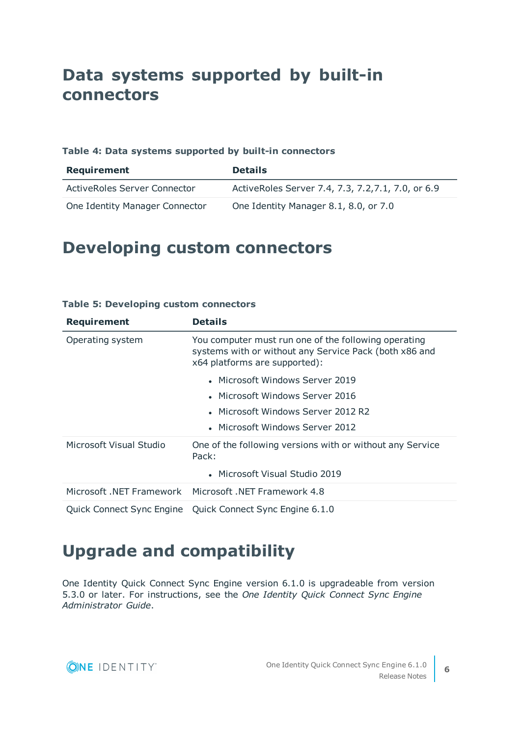# Data systems supported by built-in connectors

**Table 4: Data systems supported by built-in connectors**

| Requirement | Details |
| --- | --- |
| ActiveRoles Server Connector | ActiveRoles Server 7.4, 7.3, 7.2,7.1, 7.0, or 6.9 |
| One Identity Manager Connector | One Identity Manager 8.1, 8.0, or 7.0 |

# Developing custom connectors

**Table 5: Developing custom connectors**

| Requirement | Details |
| --- | --- |
| Operating system | You computer must run one of the following operating systems with or without any Service Pack (both x86 and x64 platforms are supported):<br>• Microsoft Windows Server 2019<br>• Microsoft Windows Server 2016<br>• Microsoft Windows Server 2012 R2<br>• Microsoft Windows Server 2012 |
| Microsoft Visual Studio | One of the following versions with or without any Service Pack:<br>• Microsoft Visual Studio 2019 |
| Microsoft .NET Framework | Microsoft .NET Framework 4.8 |
| Quick Connect Sync Engine | Quick Connect Sync Engine 6.1.0 |

# Upgrade and compatibility

One Identity Quick Connect Sync Engine version 6.1.0 is upgradeable from version 5.3.0 or later. For instructions, see the *One Identity Quick Connect Sync Engine Administrator Guide*.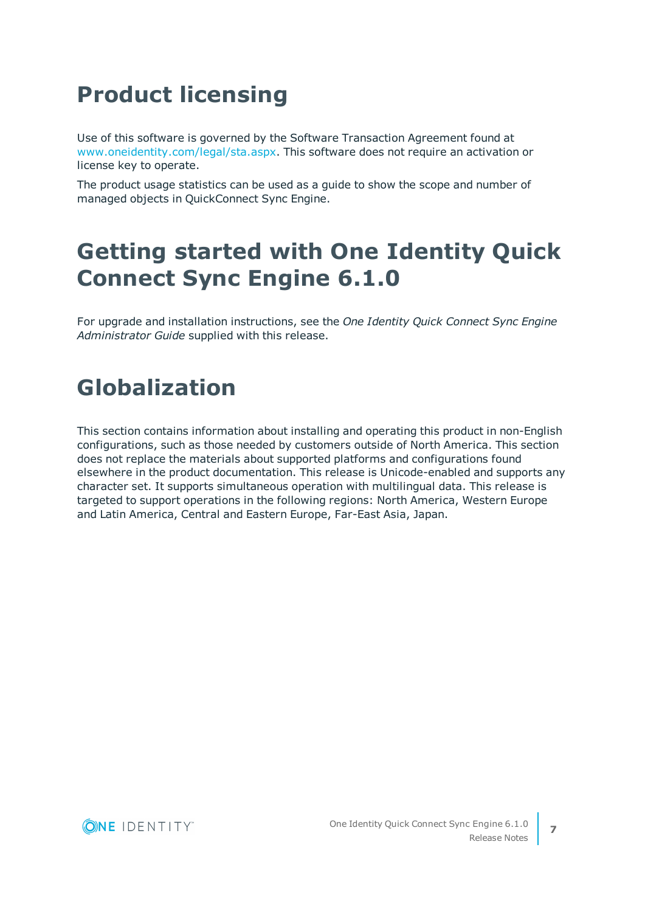# Product licensing

Use of this software is governed by the Software Transaction Agreement found at www.oneidentity.com/legal/sta.aspx. This software does not require an activation or license key to operate.

The product usage statistics can be used as a guide to show the scope and number of managed objects in QuickConnect Sync Engine.

# Getting started with One Identity Quick Connect Sync Engine 6.1.0

For upgrade and installation instructions, see the *One Identity Quick Connect Sync Engine Administrator Guide* supplied with this release.

# Globalization

This section contains information about installing and operating this product in non-English configurations, such as those needed by customers outside of North America. This section does not replace the materials about supported platforms and configurations found elsewhere in the product documentation. This release is Unicode-enabled and supports any character set. It supports simultaneous operation with multilingual data. This release is targeted to support operations in the following regions: North America, Western Europe and Latin America, Central and Eastern Europe, Far-East Asia, Japan.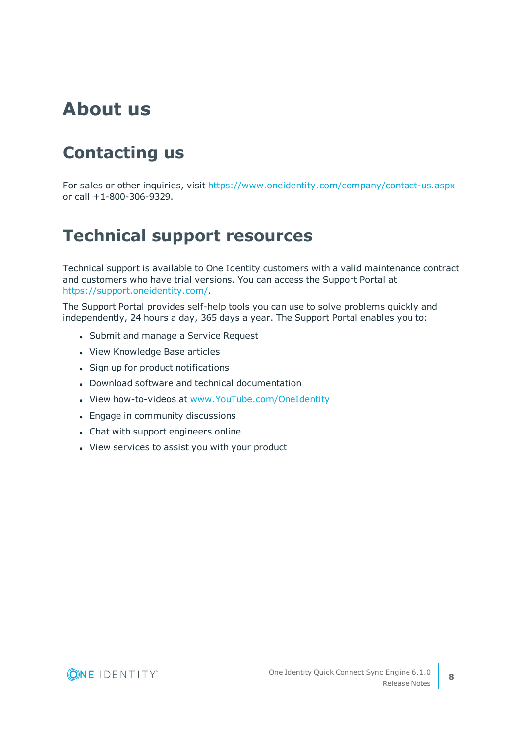# About us

## Contacting us

For sales or other inquiries, visit https://www.oneidentity.com/company/contact-us.aspx or call +1-800-306-9329.

## Technical support resources

Technical support is available to One Identity customers with a valid maintenance contract and customers who have trial versions. You can access the Support Portal at https://support.oneidentity.com/.

The Support Portal provides self-help tools you can use to solve problems quickly and independently, 24 hours a day, 365 days a year. The Support Portal enables you to:

- Submit and manage a Service Request
- View Knowledge Base articles
- Sign up for product notifications
- Download software and technical documentation
- View how-to-videos at www.YouTube.com/OneIdentity
- Engage in community discussions
- Chat with support engineers online
- View services to assist you with your product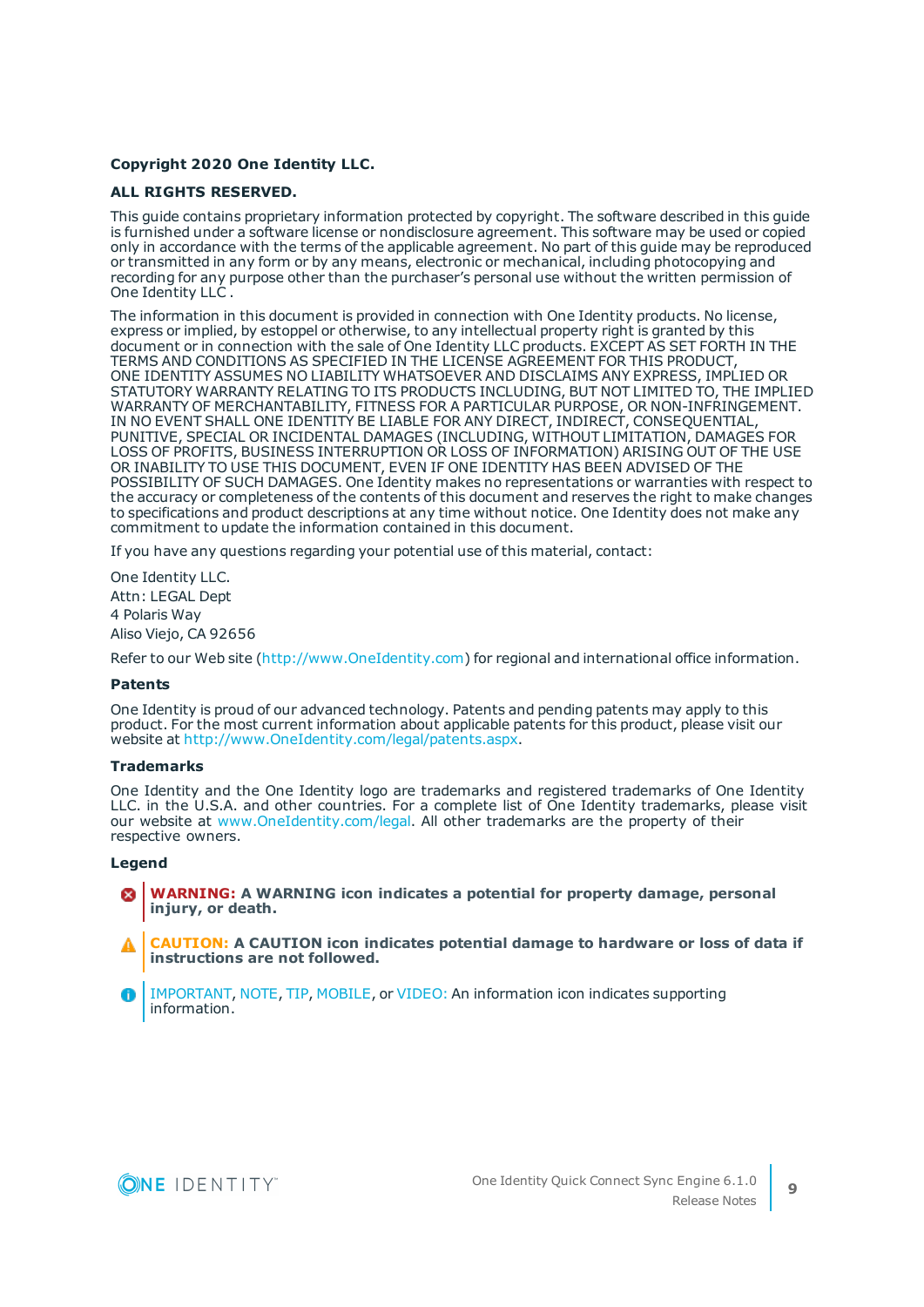**Copyright 2020 One Identity LLC.**

**ALL RIGHTS RESERVED.**

This guide contains proprietary information protected by copyright. The software described in this guide is furnished under a software license or nondisclosure agreement. This software may be used or copied only in accordance with the terms of the applicable agreement. No part of this guide may be reproduced or transmitted in any form or by any means, electronic or mechanical, including photocopying and recording for any purpose other than the purchaser's personal use without the written permission of One Identity LLC .

The information in this document is provided in connection with One Identity products. No license, express or implied, by estoppel or otherwise, to any intellectual property right is granted by this document or in connection with the sale of One Identity LLC products. EXCEPT AS SET FORTH IN THE TERMS AND CONDITIONS AS SPECIFIED IN THE LICENSE AGREEMENT FOR THIS PRODUCT, ONE IDENTITY ASSUMES NO LIABILITY WHATSOEVER AND DISCLAIMS ANY EXPRESS, IMPLIED OR STATUTORY WARRANTY RELATING TO ITS PRODUCTS INCLUDING, BUT NOT LIMITED TO, THE IMPLIED WARRANTY OF MERCHANTABILITY, FITNESS FOR A PARTICULAR PURPOSE, OR NON-INFRINGEMENT. IN NO EVENT SHALL ONE IDENTITY BE LIABLE FOR ANY DIRECT, INDIRECT, CONSEQUENTIAL, PUNITIVE, SPECIAL OR INCIDENTAL DAMAGES (INCLUDING, WITHOUT LIMITATION, DAMAGES FOR LOSS OF PROFITS, BUSINESS INTERRUPTION OR LOSS OF INFORMATION) ARISING OUT OF THE USE OR INABILITY TO USE THIS DOCUMENT, EVEN IF ONE IDENTITY HAS BEEN ADVISED OF THE POSSIBILITY OF SUCH DAMAGES. One Identity makes no representations or warranties with respect to the accuracy or completeness of the contents of this document and reserves the right to make changes to specifications and product descriptions at any time without notice. One Identity does not make any commitment to update the information contained in this document.

If you have any questions regarding your potential use of this material, contact:

One Identity LLC.
Attn: LEGAL Dept
4 Polaris Way
Aliso Viejo, CA 92656

Refer to our Web site (http://www.OneIdentity.com) for regional and international office information.

### Patents

One Identity is proud of our advanced technology. Patents and pending patents may apply to this product. For the most current information about applicable patents for this product, please visit our website at http://www.OneIdentity.com/legal/patents.aspx.

### Trademarks

One Identity and the One Identity logo are trademarks and registered trademarks of One Identity LLC. in the U.S.A. and other countries. For a complete list of One Identity trademarks, please visit our website at www.OneIdentity.com/legal. All other trademarks are the property of their respective owners.

### Legend

**WARNING: A WARNING icon indicates a potential for property damage, personal injury, or death.**

**CAUTION: A CAUTION icon indicates potential damage to hardware or loss of data if instructions are not followed.**

IMPORTANT, NOTE, TIP, MOBILE, or VIDEO: An information icon indicates supporting information.